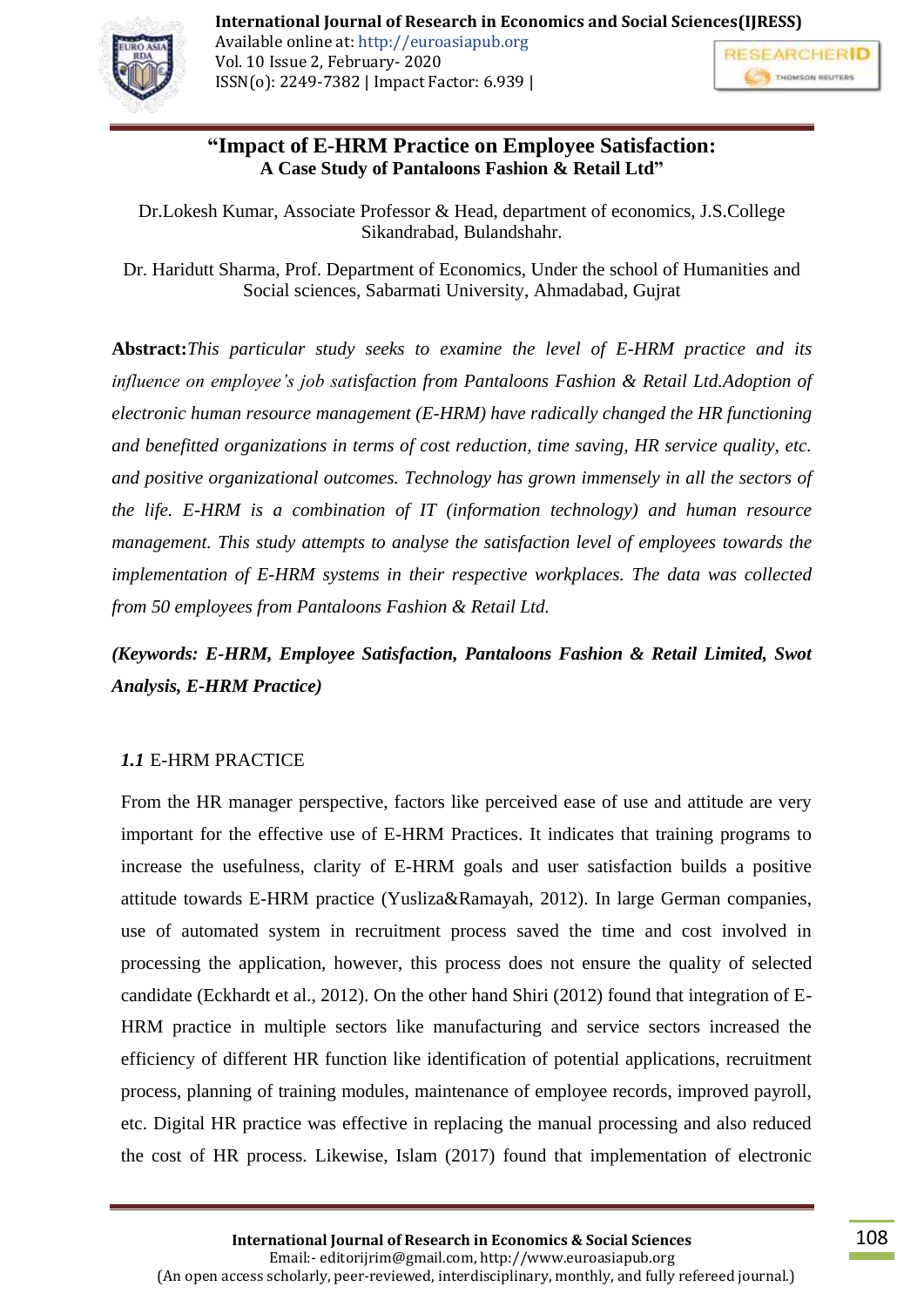# "Impact of E-HRM Practice on Employee Satisfaction:
## A Case Study of Pantaloons Fashion & Retail Ltd"

Dr.Lokesh Kumar, Associate Professor & Head, department of economics, J.S.College Sikandrabad, Bulandshahr.

Dr. Haridutt Sharma, Prof. Department of Economics, Under the school of Humanities and Social sciences, Sabarmati University, Ahmadabad, Gujrat

**Abstract:***This particular study seeks to examine the level of E-HRM practice and its influence on employee's job satisfaction from Pantaloons Fashion & Retail Ltd.Adoption of electronic human resource management (E-HRM) have radically changed the HR functioning and benefitted organizations in terms of cost reduction, time saving, HR service quality, etc. and positive organizational outcomes. Technology has grown immensely in all the sectors of the life. E-HRM is a combination of IT (information technology) and human resource management. This study attempts to analyse the satisfaction level of employees towards the implementation of E-HRM systems in their respective workplaces. The data was collected from 50 employees from Pantaloons Fashion & Retail Ltd.*

***(Keywords: E-HRM, Employee Satisfaction, Pantaloons Fashion & Retail Limited, Swot Analysis, E-HRM Practice)***

### *1.1* E-HRM PRACTICE

From the HR manager perspective, factors like perceived ease of use and attitude are very important for the effective use of E-HRM Practices. It indicates that training programs to increase the usefulness, clarity of E-HRM goals and user satisfaction builds a positive attitude towards E-HRM practice (Yusliza&Ramayah, 2012). In large German companies, use of automated system in recruitment process saved the time and cost involved in processing the application, however, this process does not ensure the quality of selected candidate (Eckhardt et al., 2012). On the other hand Shiri (2012) found that integration of E-HRM practice in multiple sectors like manufacturing and service sectors increased the efficiency of different HR function like identification of potential applications, recruitment process, planning of training modules, maintenance of employee records, improved payroll, etc. Digital HR practice was effective in replacing the manual processing and also reduced the cost of HR process. Likewise, Islam (2017) found that implementation of electronic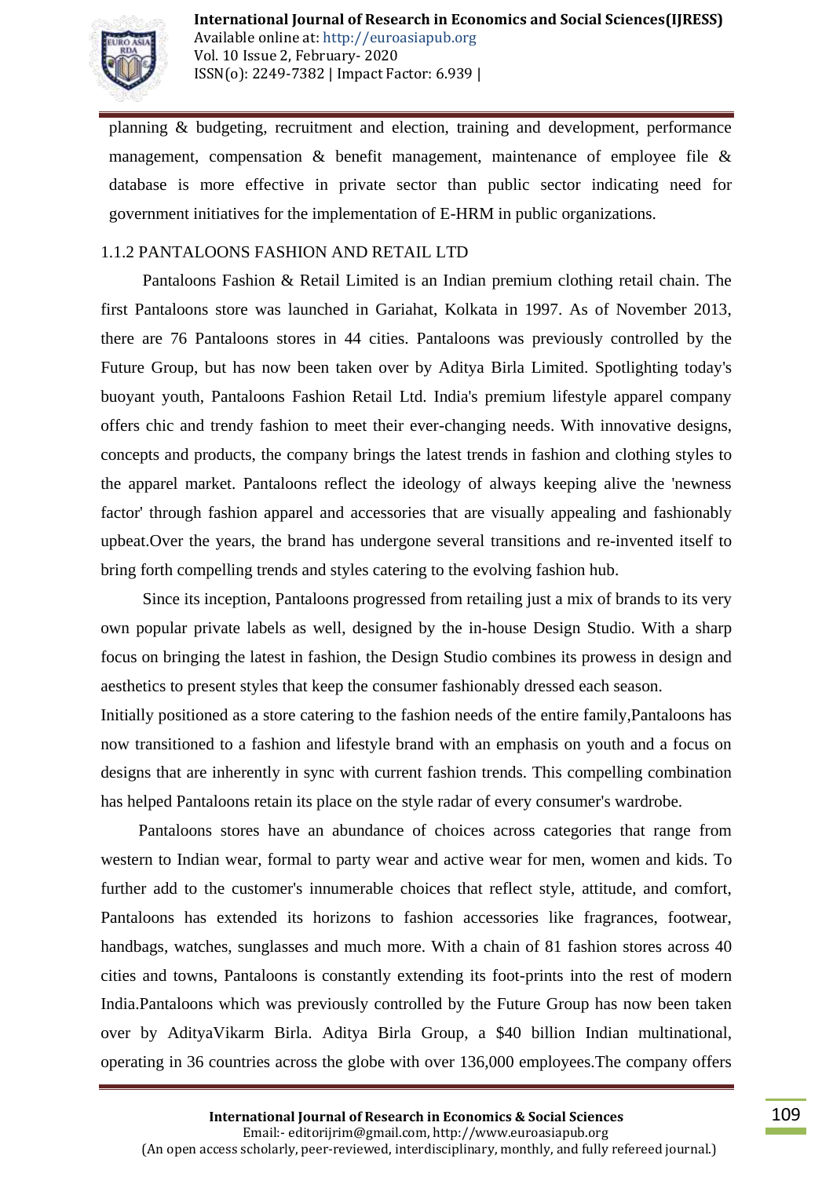planning & budgeting, recruitment and election, training and development, performance management, compensation & benefit management, maintenance of employee file & database is more effective in private sector than public sector indicating need for government initiatives for the implementation of E-HRM in public organizations.

### 1.1.2 PANTALOONS FASHION AND RETAIL LTD

Pantaloons Fashion & Retail Limited is an Indian premium clothing retail chain. The first Pantaloons store was launched in Gariahat, Kolkata in 1997. As of November 2013, there are 76 Pantaloons stores in 44 cities. Pantaloons was previously controlled by the Future Group, but has now been taken over by Aditya Birla Limited. Spotlighting today's buoyant youth, Pantaloons Fashion Retail Ltd. India's premium lifestyle apparel company offers chic and trendy fashion to meet their ever-changing needs. With innovative designs, concepts and products, the company brings the latest trends in fashion and clothing styles to the apparel market. Pantaloons reflect the ideology of always keeping alive the 'newness factor' through fashion apparel and accessories that are visually appealing and fashionably upbeat.Over the years, the brand has undergone several transitions and re-invented itself to bring forth compelling trends and styles catering to the evolving fashion hub.

Since its inception, Pantaloons progressed from retailing just a mix of brands to its very own popular private labels as well, designed by the in-house Design Studio. With a sharp focus on bringing the latest in fashion, the Design Studio combines its prowess in design and aesthetics to present styles that keep the consumer fashionably dressed each season.

Initially positioned as a store catering to the fashion needs of the entire family,Pantaloons has now transitioned to a fashion and lifestyle brand with an emphasis on youth and a focus on designs that are inherently in sync with current fashion trends. This compelling combination has helped Pantaloons retain its place on the style radar of every consumer's wardrobe.

Pantaloons stores have an abundance of choices across categories that range from western to Indian wear, formal to party wear and active wear for men, women and kids. To further add to the customer's innumerable choices that reflect style, attitude, and comfort, Pantaloons has extended its horizons to fashion accessories like fragrances, footwear, handbags, watches, sunglasses and much more. With a chain of 81 fashion stores across 40 cities and towns, Pantaloons is constantly extending its foot-prints into the rest of modern India.Pantaloons which was previously controlled by the Future Group has now been taken over by AdityaVikarm Birla. Aditya Birla Group, a $40 billion Indian multinational, operating in 36 countries across the globe with over 136,000 employees.The company offers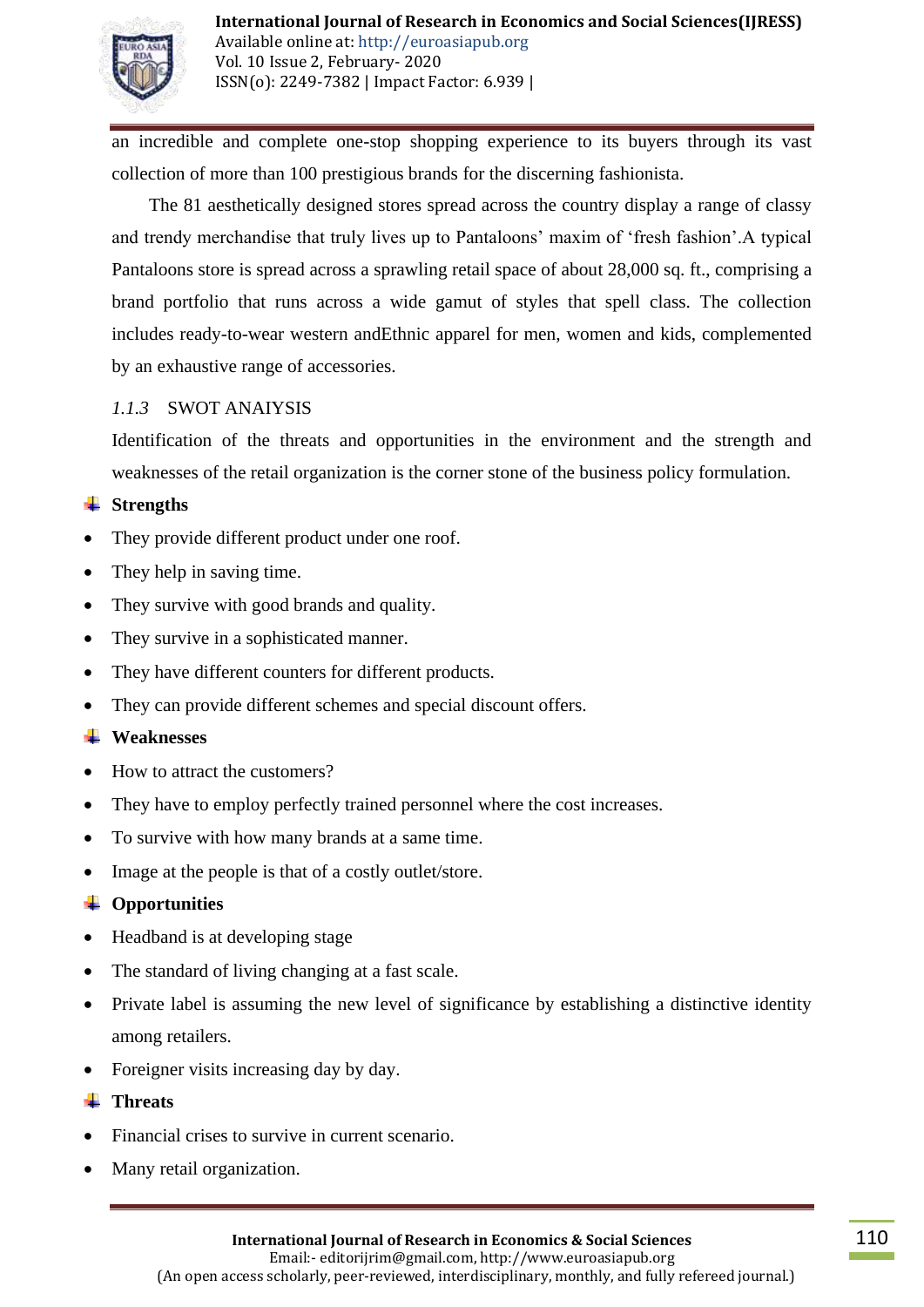an incredible and complete one-stop shopping experience to its buyers through its vast collection of more than 100 prestigious brands for the discerning fashionista.

The 81 aesthetically designed stores spread across the country display a range of classy and trendy merchandise that truly lives up to Pantaloons' maxim of 'fresh fashion'.A typical Pantaloons store is spread across a sprawling retail space of about 28,000 sq. ft., comprising a brand portfolio that runs across a wide gamut of styles that spell class. The collection includes ready-to-wear western andEthnic apparel for men, women and kids, complemented by an exhaustive range of accessories.

### *1.1.3* SWOT ANAIYSIS

Identification of the threats and opportunities in the environment and the strength and weaknesses of the retail organization is the corner stone of the business policy formulation.

**Strengths**

- They provide different product under one roof.
- They help in saving time.
- They survive with good brands and quality.
- They survive in a sophisticated manner.
- They have different counters for different products.
- They can provide different schemes and special discount offers.

**Weaknesses**

- How to attract the customers?
- They have to employ perfectly trained personnel where the cost increases.
- To survive with how many brands at a same time.
- Image at the people is that of a costly outlet/store.

**Opportunities**

- Headband is at developing stage
- The standard of living changing at a fast scale.
- Private label is assuming the new level of significance by establishing a distinctive identity among retailers.
- Foreigner visits increasing day by day.

**Threats**

- Financial crises to survive in current scenario.
- Many retail organization.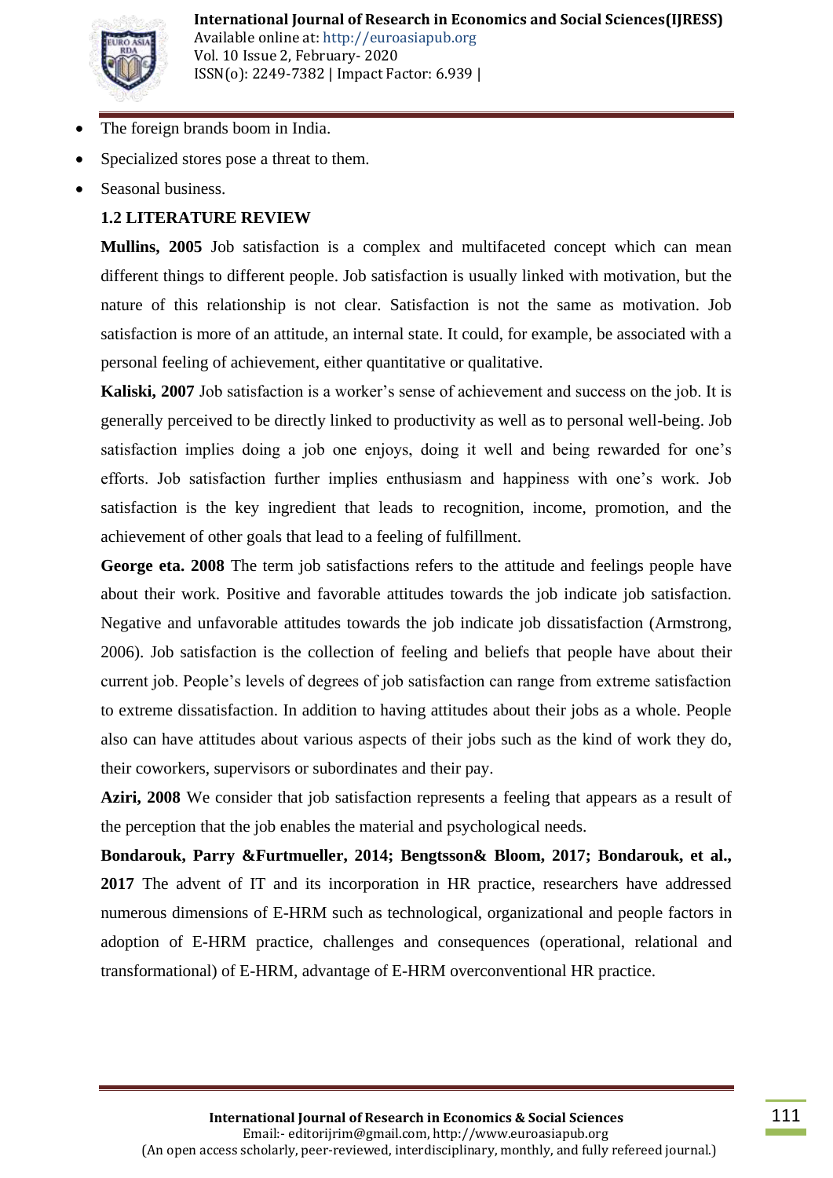- The foreign brands boom in India.
- Specialized stores pose a threat to them.
- Seasonal business.

### 1.2 LITERATURE REVIEW

**Mullins, 2005** Job satisfaction is a complex and multifaceted concept which can mean different things to different people. Job satisfaction is usually linked with motivation, but the nature of this relationship is not clear. Satisfaction is not the same as motivation. Job satisfaction is more of an attitude, an internal state. It could, for example, be associated with a personal feeling of achievement, either quantitative or qualitative.

**Kaliski, 2007** Job satisfaction is a worker's sense of achievement and success on the job. It is generally perceived to be directly linked to productivity as well as to personal well-being. Job satisfaction implies doing a job one enjoys, doing it well and being rewarded for one's efforts. Job satisfaction further implies enthusiasm and happiness with one's work. Job satisfaction is the key ingredient that leads to recognition, income, promotion, and the achievement of other goals that lead to a feeling of fulfillment.

**George eta. 2008** The term job satisfactions refers to the attitude and feelings people have about their work. Positive and favorable attitudes towards the job indicate job satisfaction. Negative and unfavorable attitudes towards the job indicate job dissatisfaction (Armstrong, 2006). Job satisfaction is the collection of feeling and beliefs that people have about their current job. People's levels of degrees of job satisfaction can range from extreme satisfaction to extreme dissatisfaction. In addition to having attitudes about their jobs as a whole. People also can have attitudes about various aspects of their jobs such as the kind of work they do, their coworkers, supervisors or subordinates and their pay.

**Aziri, 2008** We consider that job satisfaction represents a feeling that appears as a result of the perception that the job enables the material and psychological needs.

**Bondarouk, Parry &Furtmueller, 2014; Bengtsson& Bloom, 2017; Bondarouk, et al., 2017** The advent of IT and its incorporation in HR practice, researchers have addressed numerous dimensions of E-HRM such as technological, organizational and people factors in adoption of E-HRM practice, challenges and consequences (operational, relational and transformational) of E-HRM, advantage of E-HRM overconventional HR practice.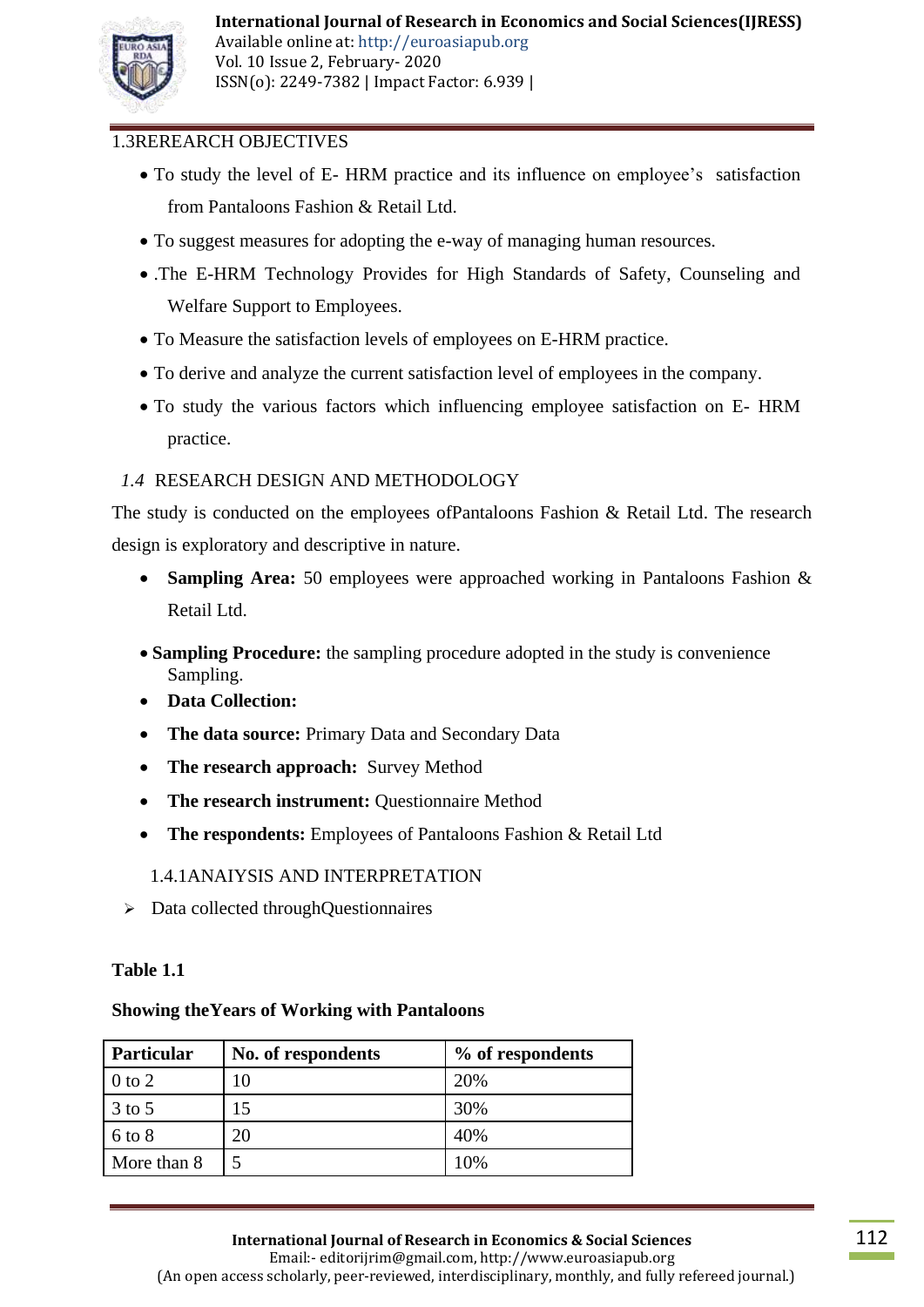## 1.3REREARCH OBJECTIVES

- To study the level of E- HRM practice and its influence on employee's satisfaction from Pantaloons Fashion & Retail Ltd.
- To suggest measures for adopting the e-way of managing human resources.
- .The E-HRM Technology Provides for High Standards of Safety, Counseling and Welfare Support to Employees.
- To Measure the satisfaction levels of employees on E-HRM practice.
- To derive and analyze the current satisfaction level of employees in the company.
- To study the various factors which influencing employee satisfaction on E- HRM practice.

## *1.4* RESEARCH DESIGN AND METHODOLOGY

The study is conducted on the employees ofPantaloons Fashion & Retail Ltd. The research design is exploratory and descriptive in nature.

- **Sampling Area:** 50 employees were approached working in Pantaloons Fashion & Retail Ltd.
- **Sampling Procedure:** the sampling procedure adopted in the study is convenience Sampling.
- **Data Collection:**
- **The data source:** Primary Data and Secondary Data
- **The research approach:** Survey Method
- **The research instrument:** Questionnaire Method
- **The respondents:** Employees of Pantaloons Fashion & Retail Ltd

### 1.4.1ANAIYSIS AND INTERPRETATION

- Data collected throughQuestionnaires

**Table 1.1**

**Showing theYears of Working with Pantaloons**

| Particular | No. of respondents | % of respondents |
|---|---|---|
| 0 to 2 | 10 | 20% |
| 3 to 5 | 15 | 30% |
| 6 to 8 | 20 | 40% |
| More than 8 | 5 | 10% |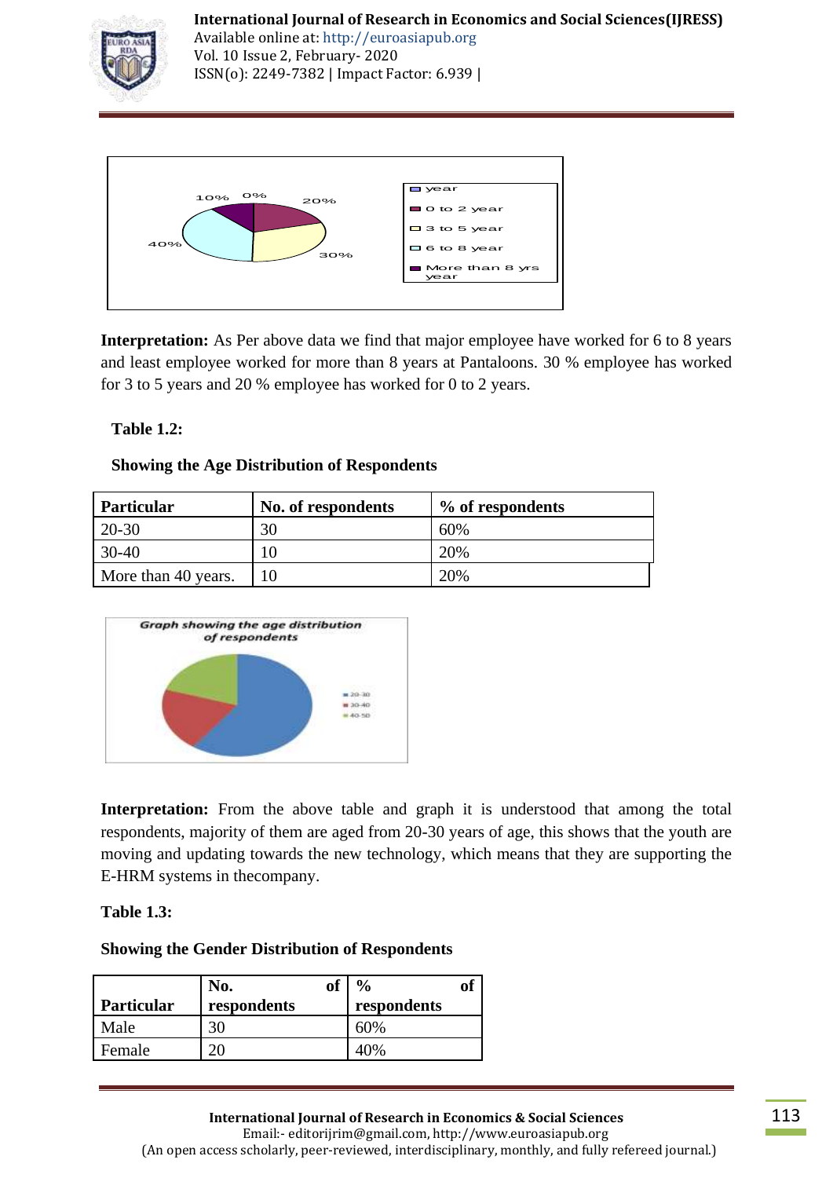**Interpretation:** As Per above data we find that major employee have worked for 6 to 8 years and least employee worked for more than 8 years at Pantaloons. 30 % employee has worked for 3 to 5 years and 20 % employee has worked for 0 to 2 years.

**Table 1.2:**

**Showing the Age Distribution of Respondents**

| Particular | No. of respondents | % of respondents |
|---|---|---|
| 20-30 | 30 | 60% |
| 30-40 | 10 | 20% |
| More than 40 years. | 10 | 20% |

**Interpretation:** From the above table and graph it is understood that among the total respondents, majority of them are aged from 20-30 years of age, this shows that the youth are moving and updating towards the new technology, which means that they are supporting the E-HRM systems in thecompany.

**Table 1.3:**

**Showing the Gender Distribution of Respondents**

| Particular | No. of respondents | % of respondents |
|---|---|---|
| Male | 30 | 60% |
| Female | 20 | 40% |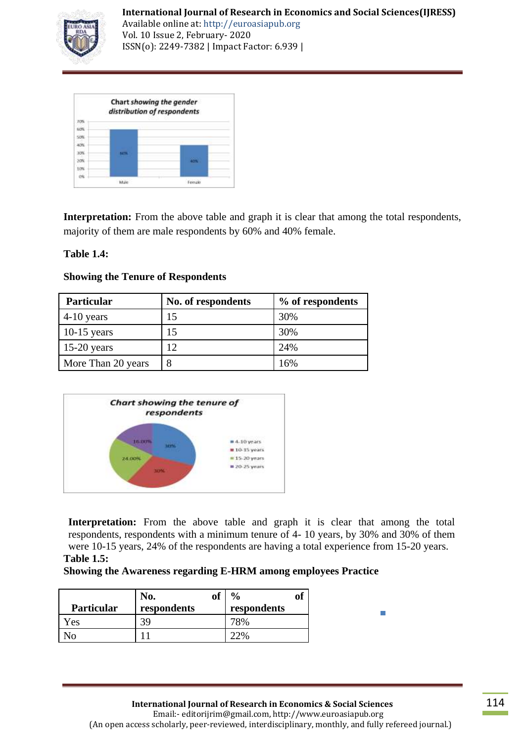Chart showing the gender distribution of respondents

**Interpretation:** From the above table and graph it is clear that among the total respondents, majority of them are male respondents by 60% and 40% female.

**Table 1.4:**

**Showing the Tenure of Respondents**

| Particular | No. of respondents | % of respondents |
|---|---|---|
| 4-10 years | 15 | 30% |
| 10-15 years | 15 | 30% |
| 15-20 years | 12 | 24% |
| More Than 20 years | 8 | 16% |

Chart showing the tenure of respondents

**Interpretation:** From the above table and graph it is clear that among the total respondents, respondents with a minimum tenure of 4- 10 years, by 30% and 30% of them were 10-15 years, 24% of the respondents are having a total experience from 15-20 years.

**Table 1.5:**

**Showing the Awareness regarding E-HRM among employees Practice**

| Particular | No. of respondents | % of respondents |
|---|---|---|
| Yes | 39 | 78% |
| No | 11 | 22% |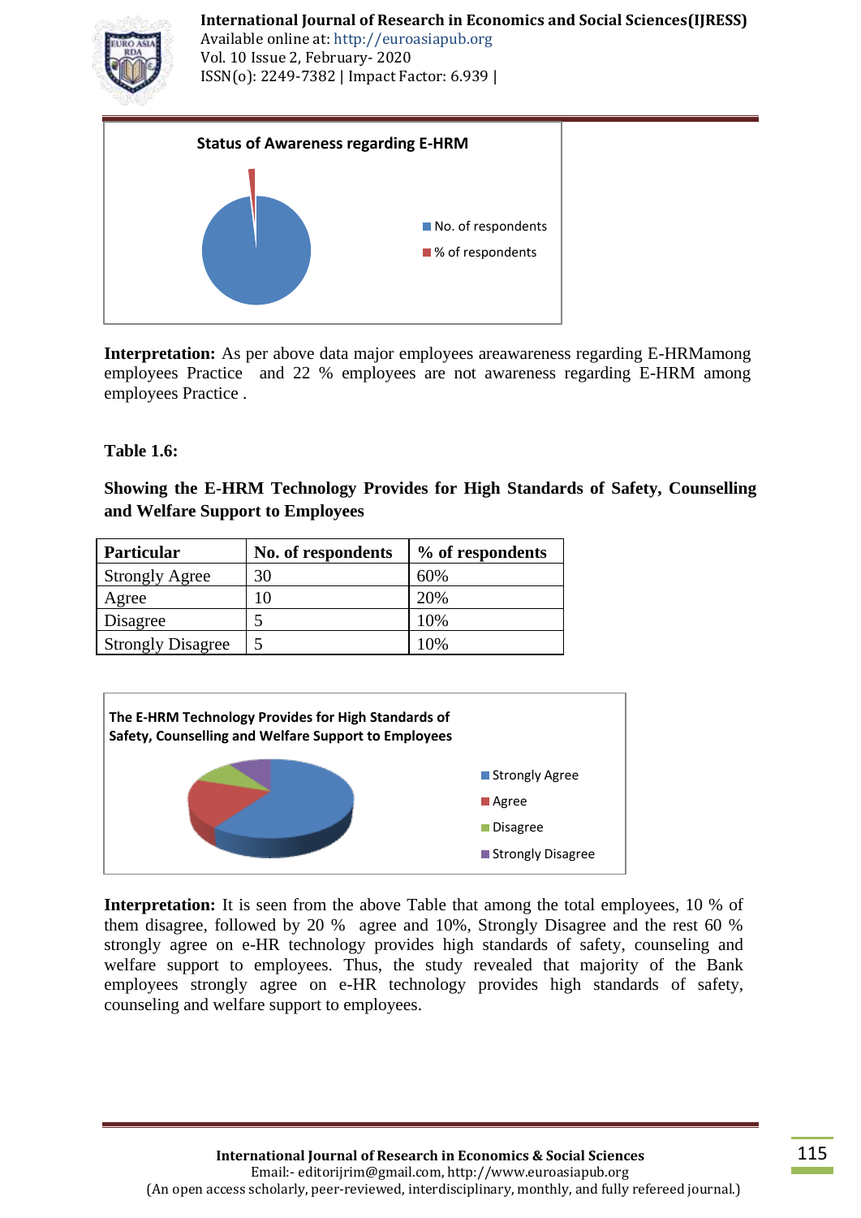Status of Awareness regarding E-HRM

**Interpretation:** As per above data major employees areawareness regarding E-HRMamong employees Practice and 22 % employees are not awareness regarding E-HRM among employees Practice .

**Table 1.6:**

**Showing the E-HRM Technology Provides for High Standards of Safety, Counselling and Welfare Support to Employees**

| Particular | No. of respondents | % of respondents |
|---|---|---|
| Strongly Agree | 30 | 60% |
| Agree | 10 | 20% |
| Disagree | 5 | 10% |
| Strongly Disagree | 5 | 10% |

The E-HRM Technology Provides for High Standards of Safety, Counselling and Welfare Support to Employees

**Interpretation:** It is seen from the above Table that among the total employees, 10 % of them disagree, followed by 20 % agree and 10%, Strongly Disagree and the rest 60 % strongly agree on e-HR technology provides high standards of safety, counseling and welfare support to employees. Thus, the study revealed that majority of the Bank employees strongly agree on e-HR technology provides high standards of safety, counseling and welfare support to employees.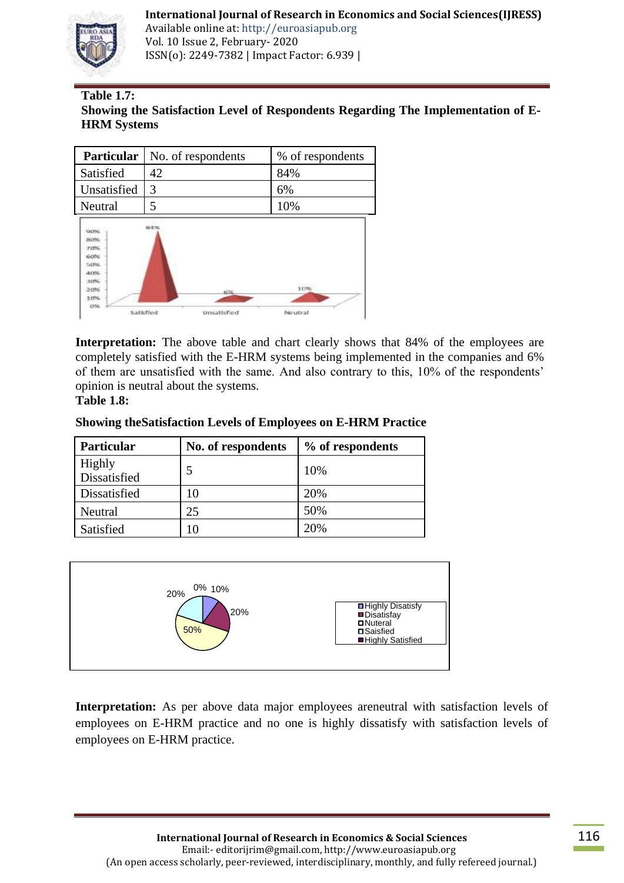**Table 1.7:**

**Showing the Satisfaction Level of Respondents Regarding The Implementation of E-HRM Systems**

| Particular | No. of respondents | % of respondents |
|---|---|---|
| Satisfied | 42 | 84% |
| Unsatisfied | 3 | 6% |
| Neutral | 5 | 10% |

**Interpretation:** The above table and chart clearly shows that 84% of the employees are completely satisfied with the E-HRM systems being implemented in the companies and 6% of them are unsatisfied with the same. And also contrary to this, 10% of the respondents' opinion is neutral about the systems.

**Table 1.8:**

**Showing theSatisfaction Levels of Employees on E-HRM Practice**

| Particular | No. of respondents | % of respondents |
|---|---|---|
| Highly Dissatisfied | 5 | 10% |
| Dissatisfied | 10 | 20% |
| Neutral | 25 | 50% |
| Satisfied | 10 | 20% |

**Interpretation:** As per above data major employees areneutral with satisfaction levels of employees on E-HRM practice and no one is highly dissatisfy with satisfaction levels of employees on E-HRM practice.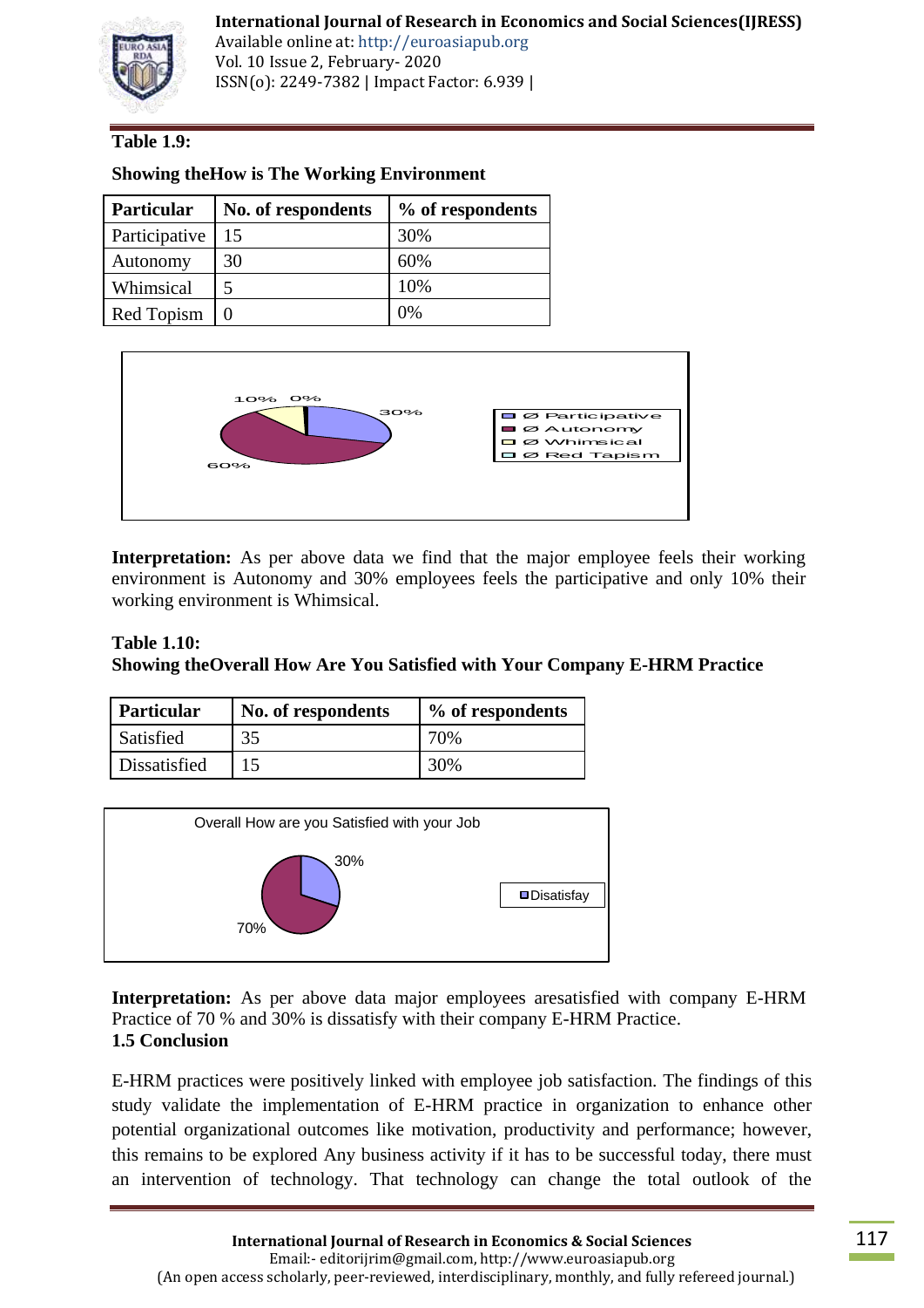**Table 1.9:**

**Showing theHow is The Working Environment**

| Particular | No. of respondents | % of respondents |
|---|---|---|
| Participative | 15 | 30% |
| Autonomy | 30 | 60% |
| Whimsical | 5 | 10% |
| Red Topism | 0 | 0% |

**Interpretation:** As per above data we find that the major employee feels their working environment is Autonomy and 30% employees feels the participative and only 10% their working environment is Whimsical.

**Table 1.10:**
**Showing theOverall How Are You Satisfied with Your Company E-HRM Practice**

| Particular | No. of respondents | % of respondents |
|---|---|---|
| Satisfied | 35 | 70% |
| Dissatisfied | 15 | 30% |

**Interpretation:** As per above data major employees aresatisfied with company E-HRM Practice of 70 % and 30% is dissatisfy with their company E-HRM Practice.

**1.5 Conclusion**

E-HRM practices were positively linked with employee job satisfaction. The findings of this study validate the implementation of E-HRM practice in organization to enhance other potential organizational outcomes like motivation, productivity and performance; however, this remains to be explored Any business activity if it has to be successful today, there must an intervention of technology. That technology can change the total outlook of the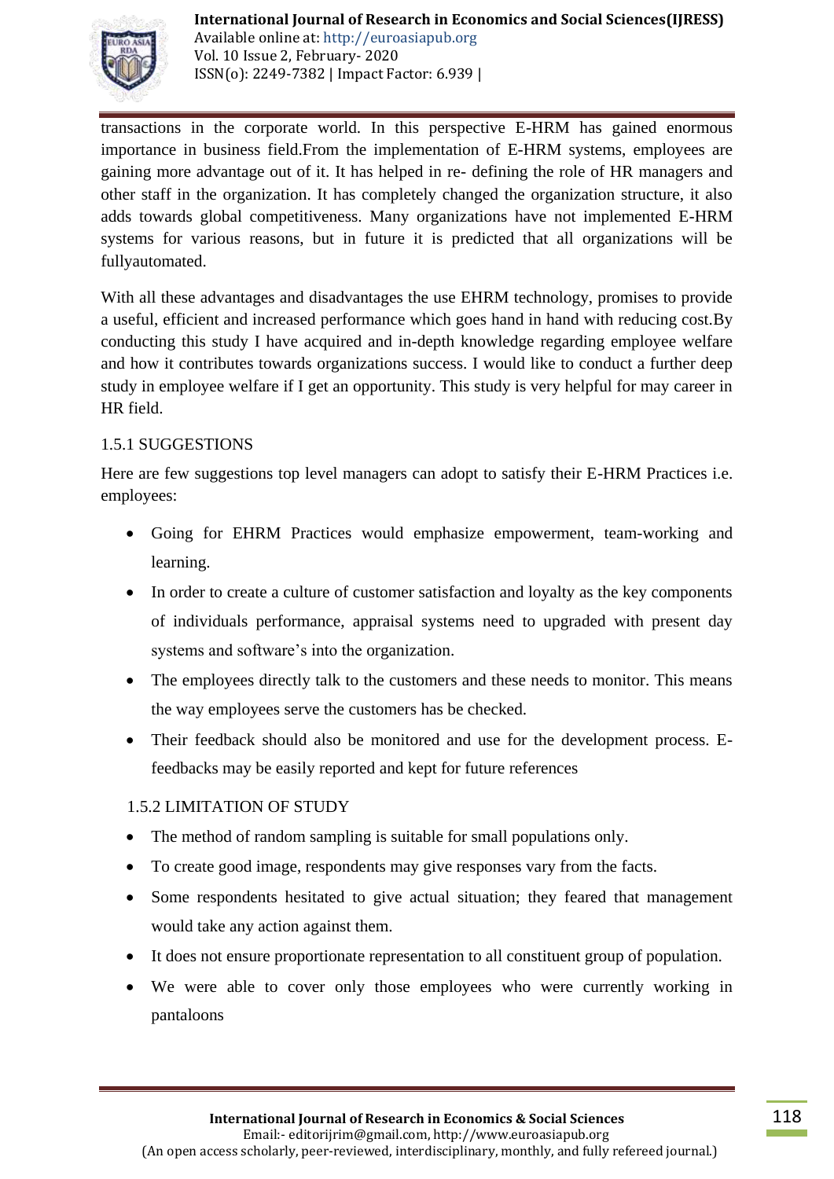transactions in the corporate world. In this perspective E-HRM has gained enormous importance in business field.From the implementation of E-HRM systems, employees are gaining more advantage out of it. It has helped in re- defining the role of HR managers and other staff in the organization. It has completely changed the organization structure, it also adds towards global competitiveness. Many organizations have not implemented E-HRM systems for various reasons, but in future it is predicted that all organizations will be fullyautomated.

With all these advantages and disadvantages the use EHRM technology, promises to provide a useful, efficient and increased performance which goes hand in hand with reducing cost.By conducting this study I have acquired and in-depth knowledge regarding employee welfare and how it contributes towards organizations success. I would like to conduct a further deep study in employee welfare if I get an opportunity. This study is very helpful for may career in HR field.

### 1.5.1 SUGGESTIONS

Here are few suggestions top level managers can adopt to satisfy their E-HRM Practices i.e. employees:

- Going for EHRM Practices would emphasize empowerment, team-working and learning.
- In order to create a culture of customer satisfaction and loyalty as the key components of individuals performance, appraisal systems need to upgraded with present day systems and software's into the organization.
- The employees directly talk to the customers and these needs to monitor. This means the way employees serve the customers has be checked.
- Their feedback should also be monitored and use for the development process. E-feedbacks may be easily reported and kept for future references

### 1.5.2 LIMITATION OF STUDY

- The method of random sampling is suitable for small populations only.
- To create good image, respondents may give responses vary from the facts.
- Some respondents hesitated to give actual situation; they feared that management would take any action against them.
- It does not ensure proportionate representation to all constituent group of population.
- We were able to cover only those employees who were currently working in pantaloons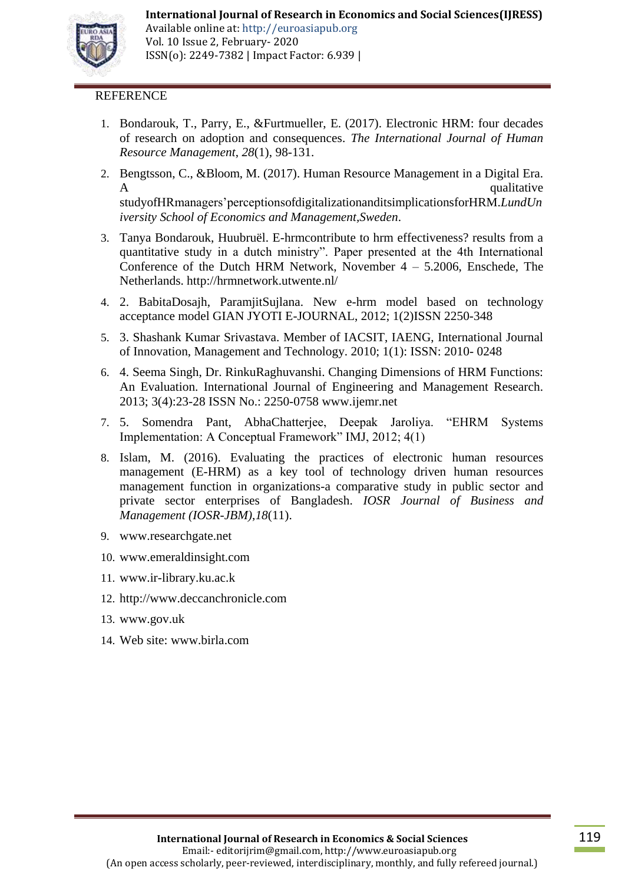REFERENCE

1. Bondarouk, T., Parry, E., &Furtmueller, E. (2017). Electronic HRM: four decades of research on adoption and consequences. *The International Journal of Human Resource Management*, *28*(1), 98-131.
2. Bengtsson, C., &Bloom, M. (2017). Human Resource Management in a Digital Era. A qualitative studyofHRmanagers'perceptionsofdigitalizationanditsimplicationsforHRM.*LundUniversity School of Economics and Management,Sweden*.
3. Tanya Bondarouk, Huubruël. E-hrmcontribute to hrm effectiveness? results from a quantitative study in a dutch ministry". Paper presented at the 4th International Conference of the Dutch HRM Network, November 4 – 5.2006, Enschede, The Netherlands. http://hrmnetwork.utwente.nl/
4. 2. BabitaDosajh, ParamjitSujlana. New e-hrm model based on technology acceptance model GIAN JYOTI E-JOURNAL, 2012; 1(2)ISSN 2250-348
5. 3. Shashank Kumar Srivastava. Member of IACSIT, IAENG, International Journal of Innovation, Management and Technology. 2010; 1(1): ISSN: 2010- 0248
6. 4. Seema Singh, Dr. RinkuRaghuvanshi. Changing Dimensions of HRM Functions: An Evaluation. International Journal of Engineering and Management Research. 2013; 3(4):23-28 ISSN No.: 2250-0758 www.ijemr.net
7. 5. Somendra Pant, AbhaChatterjee, Deepak Jaroliya. "EHRM Systems Implementation: A Conceptual Framework" IMJ, 2012; 4(1)
8. Islam, M. (2016). Evaluating the practices of electronic human resources management (E-HRM) as a key tool of technology driven human resources management function in organizations-a comparative study in public sector and private sector enterprises of Bangladesh. *IOSR Journal of Business and Management (IOSR-JBM)*,*18*(11).
9. www.researchgate.net
10. www.emeraldinsight.com
11. www.ir-library.ku.ac.k
12. http://www.deccanchronicle.com
13. www.gov.uk
14. Web site: www.birla.com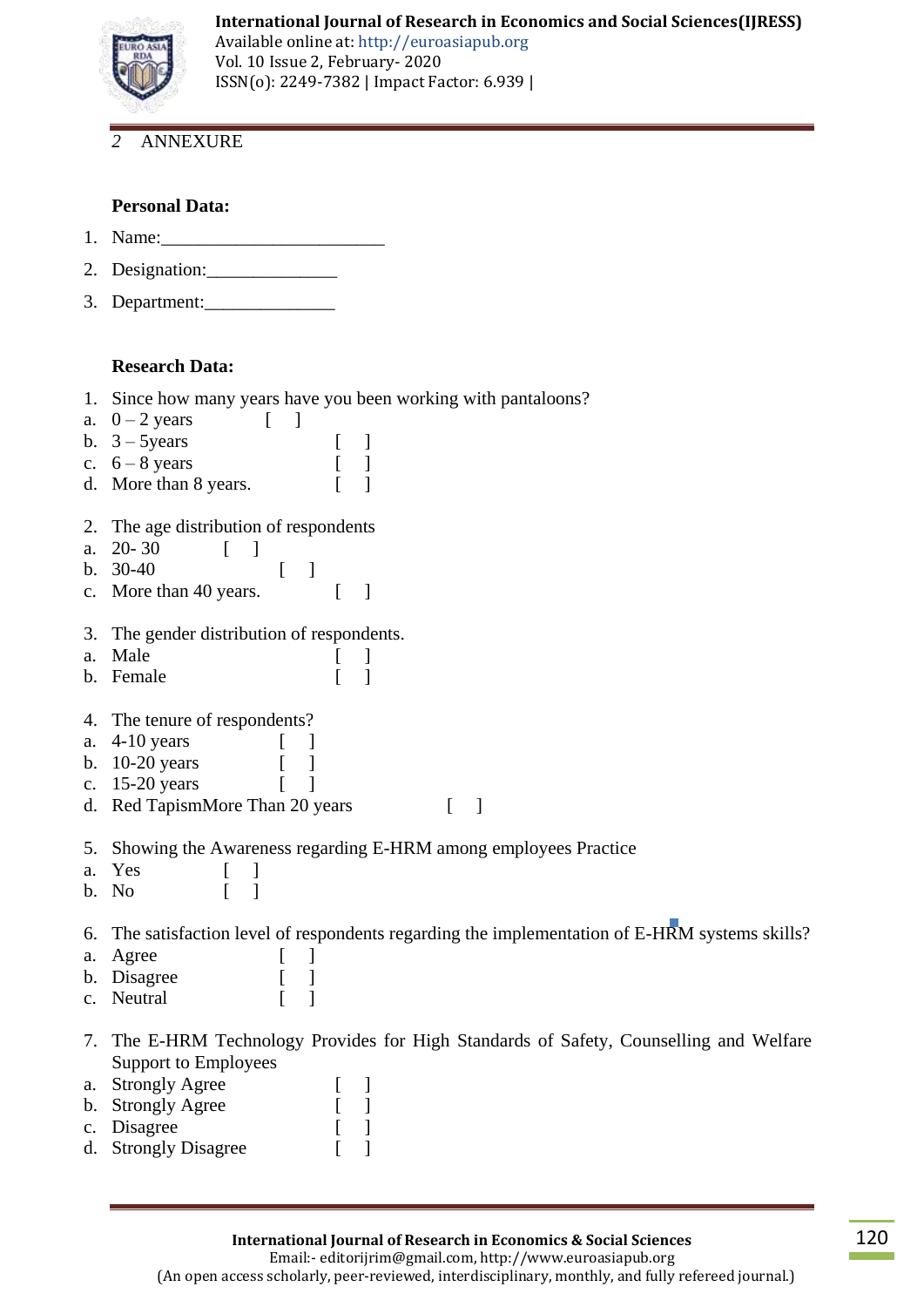## 2 ANNEXURE

**Personal Data:**

1. Name:________________________
2. Designation:______________
3. Department:______________

**Research Data:**

1. Since how many years have you been working with pantaloons?
   a. 0 – 2 years [ ]
   b. 3 – 5years [ ]
   c. 6 – 8 years [ ]
   d. More than 8 years. [ ]

2. The age distribution of respondents
   a. 20- 30 [ ]
   b. 30-40 [ ]
   c. More than 40 years. [ ]

3. The gender distribution of respondents.
   a. Male [ ]
   b. Female [ ]

4. The tenure of respondents?
   a. 4-10 years [ ]
   b. 10-20 years [ ]
   c. 15-20 years [ ]
   d. Red TapismMore Than 20 years [ ]

5. Showing the Awareness regarding E-HRM among employees Practice
   a. Yes [ ]
   b. No [ ]

6. The satisfaction level of respondents regarding the implementation of E-HRM systems skills?
   a. Agree [ ]
   b. Disagree [ ]
   c. Neutral [ ]

7. The E-HRM Technology Provides for High Standards of Safety, Counselling and Welfare Support to Employees
   a. Strongly Agree [ ]
   b. Strongly Agree [ ]
   c. Disagree [ ]
   d. Strongly Disagree [ ]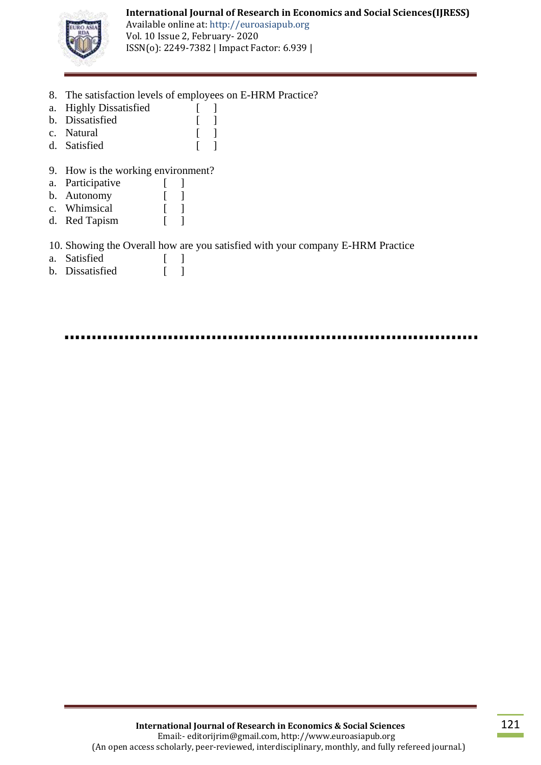8. The satisfaction levels of employees on E-HRM Practice?
   a. Highly Dissatisfied [ ]
   b. Dissatisfied [ ]
   c. Natural [ ]
   d. Satisfied [ ]

9. How is the working environment?
   a. Participative [ ]
   b. Autonomy [ ]
   c. Whimsical [ ]
   d. Red Tapism [ ]

10. Showing the Overall how are you satisfied with your company E-HRM Practice
    a. Satisfied [ ]
    b. Dissatisfied [ ]